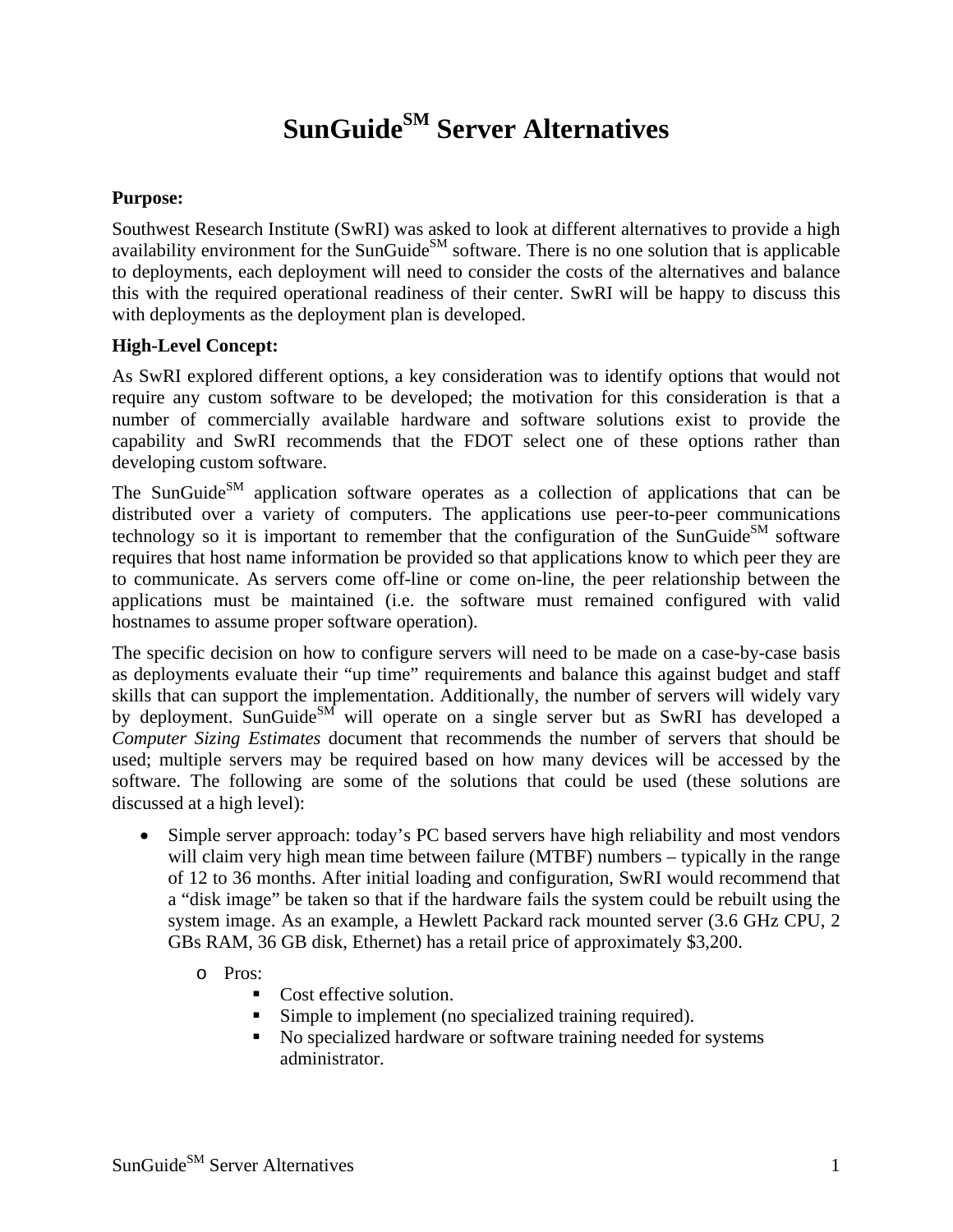# SunGuide[SM] Server Alternatives

**Purpose:**

Southwest Research Institute (SwRI) was asked to look at different alternatives to provide a high availability environment for the SunGuide[SM] software. There is no one solution that is applicable to deployments, each deployment will need to consider the costs of the alternatives and balance this with the required operational readiness of their center. SwRI will be happy to discuss this with deployments as the deployment plan is developed.

**High-Level Concept:**

As SwRI explored different options, a key consideration was to identify options that would not require any custom software to be developed; the motivation for this consideration is that a number of commercially available hardware and software solutions exist to provide the capability and SwRI recommends that the FDOT select one of these options rather than developing custom software.

The SunGuide[SM] application software operates as a collection of applications that can be distributed over a variety of computers. The applications use peer-to-peer communications technology so it is important to remember that the configuration of the SunGuide[SM] software requires that host name information be provided so that applications know to which peer they are to communicate. As servers come off-line or come on-line, the peer relationship between the applications must be maintained (i.e. the software must remained configured with valid hostnames to assume proper software operation).

The specific decision on how to configure servers will need to be made on a case-by-case basis as deployments evaluate their "up time" requirements and balance this against budget and staff skills that can support the implementation. Additionally, the number of servers will widely vary by deployment. SunGuide[SM] will operate on a single server but as SwRI has developed a *Computer Sizing Estimates* document that recommends the number of servers that should be used; multiple servers may be required based on how many devices will be accessed by the software. The following are some of the solutions that could be used (these solutions are discussed at a high level):

- Simple server approach: today's PC based servers have high reliability and most vendors will claim very high mean time between failure (MTBF) numbers – typically in the range of 12 to 36 months. After initial loading and configuration, SwRI would recommend that a "disk image" be taken so that if the hardware fails the system could be rebuilt using the system image. As an example, a Hewlett Packard rack mounted server (3.6 GHz CPU, 2 GBs RAM, 36 GB disk, Ethernet) has a retail price of approximately $3,200.
  - Pros:
    - Cost effective solution.
    - Simple to implement (no specialized training required).
    - No specialized hardware or software training needed for systems administrator.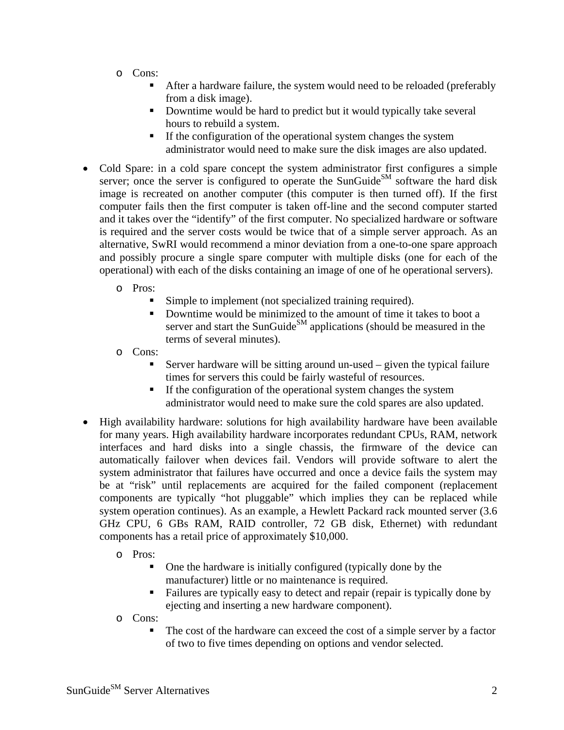- Cons:
  - After a hardware failure, the system would need to be reloaded (preferably from a disk image).
  - Downtime would be hard to predict but it would typically take several hours to rebuild a system.
  - If the configuration of the operational system changes the system administrator would need to make sure the disk images are also updated.

- Cold Spare: in a cold spare concept the system administrator first configures a simple server; once the server is configured to operate the SunGuide$^{SM}$ software the hard disk image is recreated on another computer (this computer is then turned off). If the first computer fails then the first computer is taken off-line and the second computer started and it takes over the "identify" of the first computer. No specialized hardware or software is required and the server costs would be twice that of a simple server approach. As an alternative, SwRI would recommend a minor deviation from a one-to-one spare approach and possibly procure a single spare computer with multiple disks (one for each of the operational) with each of the disks containing an image of one of he operational servers).
  - Pros:
    - Simple to implement (not specialized training required).
    - Downtime would be minimized to the amount of time it takes to boot a server and start the SunGuide$^{SM}$ applications (should be measured in the terms of several minutes).
  - Cons:
    - Server hardware will be sitting around un-used – given the typical failure times for servers this could be fairly wasteful of resources.
    - If the configuration of the operational system changes the system administrator would need to make sure the cold spares are also updated.

- High availability hardware: solutions for high availability hardware have been available for many years. High availability hardware incorporates redundant CPUs, RAM, network interfaces and hard disks into a single chassis, the firmware of the device can automatically failover when devices fail. Vendors will provide software to alert the system administrator that failures have occurred and once a device fails the system may be at "risk" until replacements are acquired for the failed component (replacement components are typically "hot pluggable" which implies they can be replaced while system operation continues). As an example, a Hewlett Packard rack mounted server (3.6 GHz CPU, 6 GBs RAM, RAID controller, 72 GB disk, Ethernet) with redundant components has a retail price of approximately $10,000.
  - Pros:
    - One the hardware is initially configured (typically done by the manufacturer) little or no maintenance is required.
    - Failures are typically easy to detect and repair (repair is typically done by ejecting and inserting a new hardware component).
  - Cons:
    - The cost of the hardware can exceed the cost of a simple server by a factor of two to five times depending on options and vendor selected.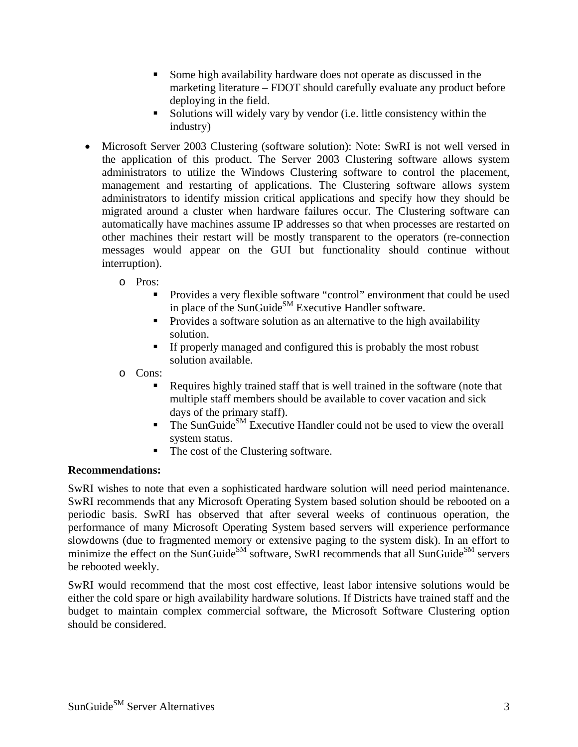- Some high availability hardware does not operate as discussed in the marketing literature – FDOT should carefully evaluate any product before deploying in the field.
    - Solutions will widely vary by vendor (i.e. little consistency within the industry)

- Microsoft Server 2003 Clustering (software solution): Note: SwRI is not well versed in the application of this product. The Server 2003 Clustering software allows system administrators to utilize the Windows Clustering software to control the placement, management and restarting of applications. The Clustering software allows system administrators to identify mission critical applications and specify how they should be migrated around a cluster when hardware failures occur. The Clustering software can automatically have machines assume IP addresses so that when processes are restarted on other machines their restart will be mostly transparent to the operators (re-connection messages would appear on the GUI but functionality should continue without interruption).
  - Pros:
    - Provides a very flexible software "control" environment that could be used in place of the SunGuide[SM] Executive Handler software.
    - Provides a software solution as an alternative to the high availability solution.
    - If properly managed and configured this is probably the most robust solution available.
  - Cons:
    - Requires highly trained staff that is well trained in the software (note that multiple staff members should be available to cover vacation and sick days of the primary staff).
    - The SunGuide[SM] Executive Handler could not be used to view the overall system status.
    - The cost of the Clustering software.

**Recommendations:**

SwRI wishes to note that even a sophisticated hardware solution will need period maintenance. SwRI recommends that any Microsoft Operating System based solution should be rebooted on a periodic basis. SwRI has observed that after several weeks of continuous operation, the performance of many Microsoft Operating System based servers will experience performance slowdowns (due to fragmented memory or extensive paging to the system disk). In an effort to minimize the effect on the SunGuide[SM] software, SwRI recommends that all SunGuide[SM] servers be rebooted weekly.

SwRI would recommend that the most cost effective, least labor intensive solutions would be either the cold spare or high availability hardware solutions. If Districts have trained staff and the budget to maintain complex commercial software, the Microsoft Software Clustering option should be considered.